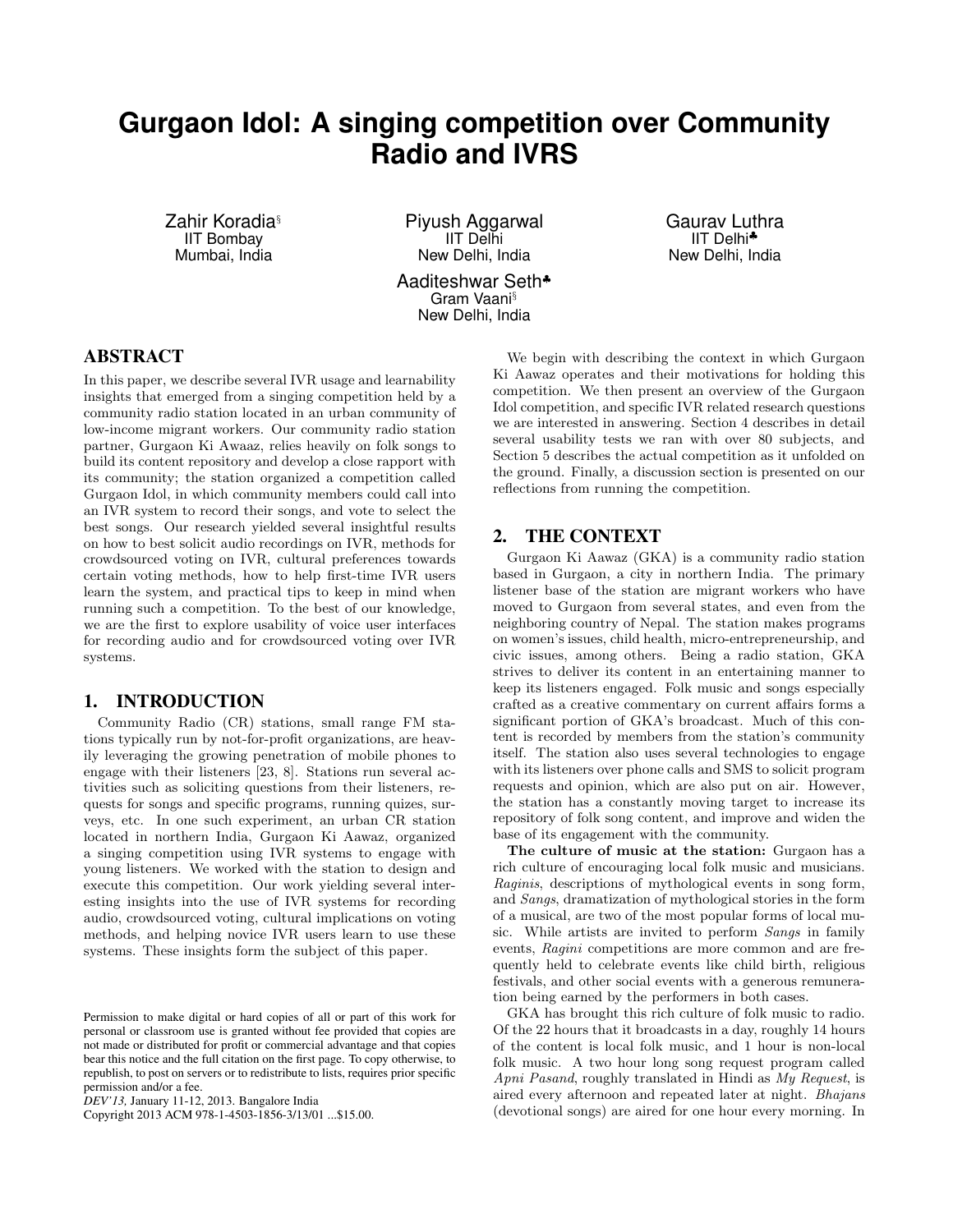# Gurgaon Idol: A singing competition over Community Radio and IVRS

Zahir Koradia[§]
IIT Bombay
Mumbai, India

Piyush Aggarwal
IIT Delhi
New Delhi, India

Gaurav Luthra
IIT Delhi[♣]
New Delhi, India

Aaditeshwar Seth[♣]
Gram Vaani[§]
New Delhi, India

## ABSTRACT

In this paper, we describe several IVR usage and learnability insights that emerged from a singing competition held by a community radio station located in an urban community of low-income migrant workers. Our community radio station partner, Gurgaon Ki Awaaz, relies heavily on folk songs to build its content repository and develop a close rapport with its community; the station organized a competition called Gurgaon Idol, in which community members could call into an IVR system to record their songs, and vote to select the best songs. Our research yielded several insightful results on how to best solicit audio recordings on IVR, methods for crowdsourced voting on IVR, cultural preferences towards certain voting methods, how to help first-time IVR users learn the system, and practical tips to keep in mind when running such a competition. To the best of our knowledge, we are the first to explore usability of voice user interfaces for recording audio and for crowdsourced voting over IVR systems.

## 1. INTRODUCTION

Community Radio (CR) stations, small range FM stations typically run by not-for-profit organizations, are heavily leveraging the growing penetration of mobile phones to engage with their listeners [23, 8]. Stations run several activities such as soliciting questions from their listeners, requests for songs and specific programs, running quizes, surveys, etc. In one such experiment, an urban CR station located in northern India, Gurgaon Ki Aawaz, organized a singing competition using IVR systems to engage with young listeners. We worked with the station to design and execute this competition. Our work yielding several interesting insights into the use of IVR systems for recording audio, crowdsourced voting, cultural implications on voting methods, and helping novice IVR users learn to use these systems. These insights form the subject of this paper.

Permission to make digital or hard copies of all or part of this work for personal or classroom use is granted without fee provided that copies are not made or distributed for profit or commercial advantage and that copies bear this notice and the full citation on the first page. To copy otherwise, to republish, to post on servers or to redistribute to lists, requires prior specific permission and/or a fee.
*DEV'13*, January 11-12, 2013. Bangalore India
Copyright 2013 ACM 978-1-4503-1856-3/13/01 ...$15.00.

We begin with describing the context in which Gurgaon Ki Aawaz operates and their motivations for holding this competition. We then present an overview of the Gurgaon Idol competition, and specific IVR related research questions we are interested in answering. Section 4 describes in detail several usability tests we ran with over 80 subjects, and Section 5 describes the actual competition as it unfolded on the ground. Finally, a discussion section is presented on our reflections from running the competition.

## 2. THE CONTEXT

Gurgaon Ki Aawaz (GKA) is a community radio station based in Gurgaon, a city in northern India. The primary listener base of the station are migrant workers who have moved to Gurgaon from several states, and even from the neighboring country of Nepal. The station makes programs on women's issues, child health, micro-entrepreneurship, and civic issues, among others. Being a radio station, GKA strives to deliver its content in an entertaining manner to keep its listeners engaged. Folk music and songs especially crafted as a creative commentary on current affairs forms a significant portion of GKA's broadcast. Much of this content is recorded by members from the station's community itself. The station also uses several technologies to engage with its listeners over phone calls and SMS to solicit program requests and opinion, which are also put on air. However, the station has a constantly moving target to increase its repository of folk song content, and improve and widen the base of its engagement with the community.

**The culture of music at the station:** Gurgaon has a rich culture of encouraging local folk music and musicians. *Raginis*, descriptions of mythological events in song form, and *Sangs*, dramatization of mythological stories in the form of a musical, are two of the most popular forms of local music. While artists are invited to perform *Sangs* in family events, *Ragini* competitions are more common and are frequently held to celebrate events like child birth, religious festivals, and other social events with a generous remuneration being earned by the performers in both cases.

GKA has brought this rich culture of folk music to radio. Of the 22 hours that it broadcasts in a day, roughly 14 hours of the content is local folk music, and 1 hour is non-local folk music. A two hour long song request program called *Apni Pasand*, roughly translated in Hindi as *My Request*, is aired every afternoon and repeated later at night. *Bhajans* (devotional songs) are aired for one hour every morning. In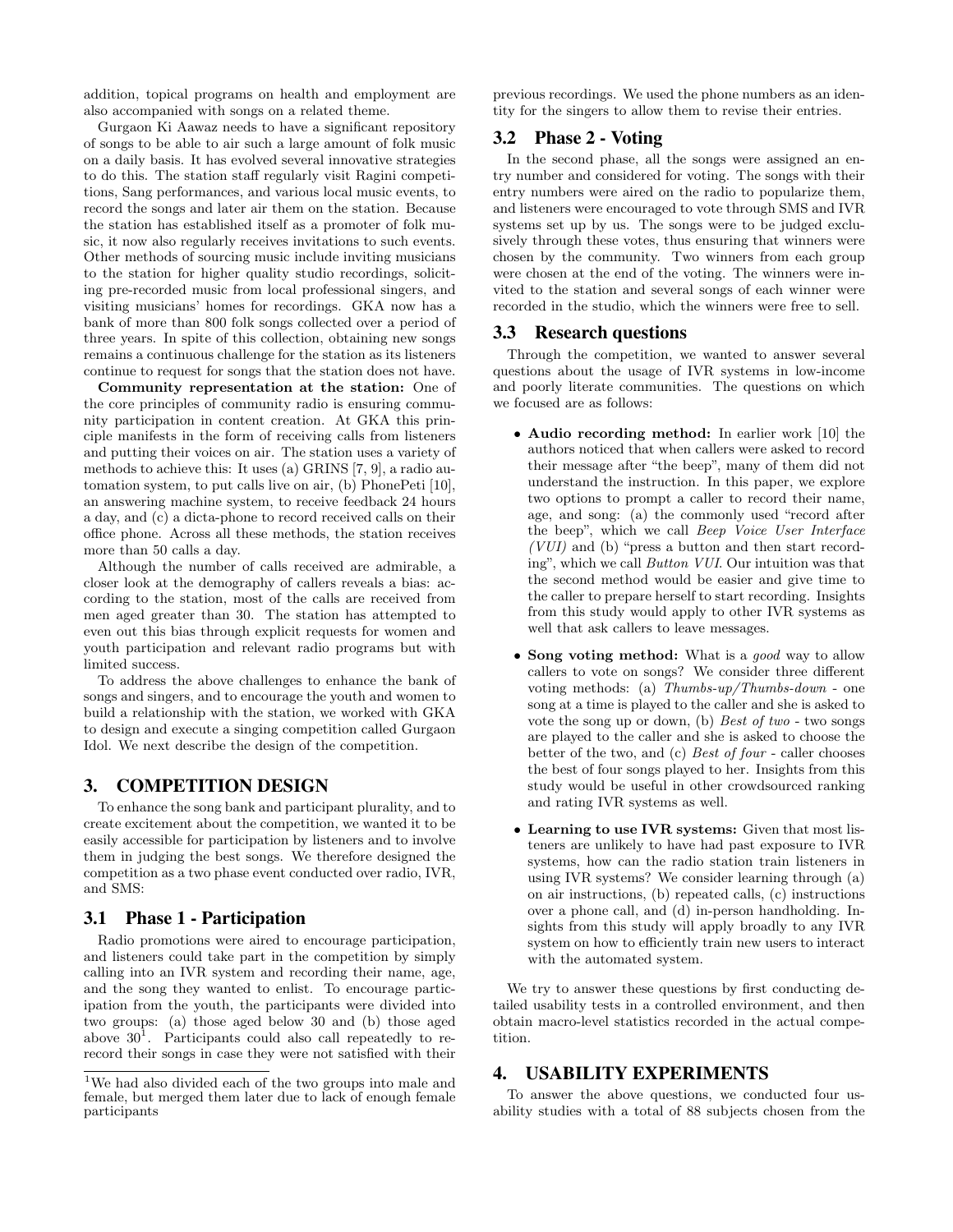addition, topical programs on health and employment are also accompanied with songs on a related theme.

Gurgaon Ki Aawaz needs to have a significant repository of songs to be able to air such a large amount of folk music on a daily basis. It has evolved several innovative strategies to do this. The station staff regularly visit Ragini competitions, Sang performances, and various local music events, to record the songs and later air them on the station. Because the station has established itself as a promoter of folk music, it now also regularly receives invitations to such events. Other methods of sourcing music include inviting musicians to the station for higher quality studio recordings, soliciting pre-recorded music from local professional singers, and visiting musicians' homes for recordings. GKA now has a bank of more than 800 folk songs collected over a period of three years. In spite of this collection, obtaining new songs remains a continuous challenge for the station as its listeners continue to request for songs that the station does not have.

**Community representation at the station:** One of the core principles of community radio is ensuring community participation in content creation. At GKA this principle manifests in the form of receiving calls from listeners and putting their voices on air. The station uses a variety of methods to achieve this: It uses (a) GRINS [7, 9], a radio automation system, to put calls live on air, (b) PhonePeti [10], an answering machine system, to receive feedback 24 hours a day, and (c) a dicta-phone to record received calls on their office phone. Across all these methods, the station receives more than 50 calls a day.

Although the number of calls received are admirable, a closer look at the demography of callers reveals a bias: according to the station, most of the calls are received from men aged greater than 30. The station has attempted to even out this bias through explicit requests for women and youth participation and relevant radio programs but with limited success.

To address the above challenges to enhance the bank of songs and singers, and to encourage the youth and women to build a relationship with the station, we worked with GKA to design and execute a singing competition called Gurgaon Idol. We next describe the design of the competition.

## 3. COMPETITION DESIGN

To enhance the song bank and participant plurality, and to create excitement about the competition, we wanted it to be easily accessible for participation by listeners and to involve them in judging the best songs. We therefore designed the competition as a two phase event conducted over radio, IVR, and SMS:

### 3.1 Phase 1 - Participation

Radio promotions were aired to encourage participation, and listeners could take part in the competition by simply calling into an IVR system and recording their name, age, and the song they wanted to enlist. To encourage participation from the youth, the participants were divided into two groups: (a) those aged below 30 and (b) those aged above 30[1]. Participants could also call repeatedly to re-record their songs in case they were not satisfied with their previous recordings. We used the phone numbers as an identity for the singers to allow them to revise their entries.

### 3.2 Phase 2 - Voting

In the second phase, all the songs were assigned an entry number and considered for voting. The songs with their entry numbers were aired on the radio to popularize them, and listeners were encouraged to vote through SMS and IVR systems set up by us. The songs were to be judged exclusively through these votes, thus ensuring that winners were chosen by the community. Two winners from each group were chosen at the end of the voting. The winners were invited to the station and several songs of each winner were recorded in the studio, which the winners were free to sell.

### 3.3 Research questions

Through the competition, we wanted to answer several questions about the usage of IVR systems in low-income and poorly literate communities. The questions on which we focused are as follows:

- **Audio recording method:** In earlier work [10] the authors noticed that when callers were asked to record their message after "the beep", many of them did not understand the instruction. In this paper, we explore two options to prompt a caller to record their name, age, and song: (a) the commonly used "record after the beep", which we call *Beep Voice User Interface (VUI)* and (b) "press a button and then start recording", which we call *Button VUI*. Our intuition was that the second method would be easier and give time to the caller to prepare herself to start recording. Insights from this study would apply to other IVR systems as well that ask callers to leave messages.
- **Song voting method:** What is a *good* way to allow callers to vote on songs? We consider three different voting methods: (a) *Thumbs-up/Thumbs-down* - one song at a time is played to the caller and she is asked to vote the song up or down, (b) *Best of two* - two songs are played to the caller and she is asked to choose the better of the two, and (c) *Best of four* - caller chooses the best of four songs played to her. Insights from this study would be useful in other crowdsourced ranking and rating IVR systems as well.
- **Learning to use IVR systems:** Given that most listeners are unlikely to have had past exposure to IVR systems, how can the radio station train listeners in using IVR systems? We consider learning through (a) on air instructions, (b) repeated calls, (c) instructions over a phone call, and (d) in-person handholding. Insights from this study will apply broadly to any IVR system on how to efficiently train new users to interact with the automated system.

We try to answer these questions by first conducting detailed usability tests in a controlled environment, and then obtain macro-level statistics recorded in the actual competition.

## 4. USABILITY EXPERIMENTS

To answer the above questions, we conducted four usability studies with a total of 88 subjects chosen from the

[1] We had also divided each of the two groups into male and female, but merged them later due to lack of enough female participants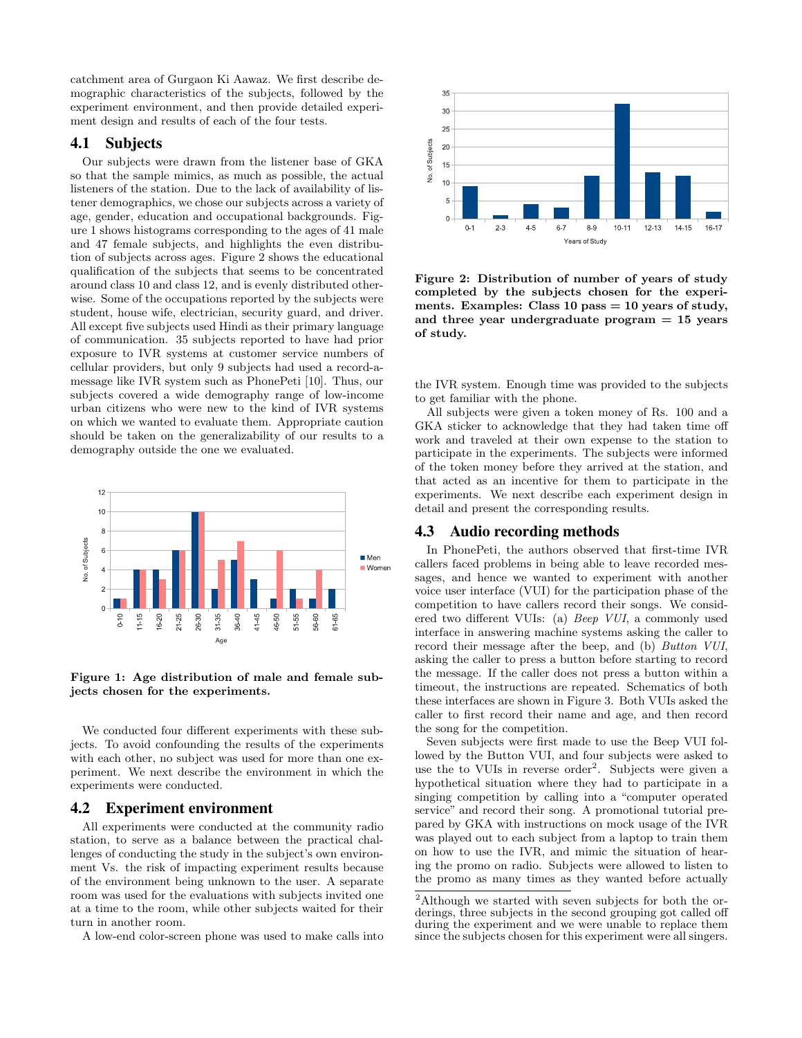catchment area of Gurgaon Ki Aawaz. We first describe demographic characteristics of the subjects, followed by the experiment environment, and then provide detailed experiment design and results of each of the four tests.

## 4.1 Subjects

Our subjects were drawn from the listener base of GKA so that the sample mimics, as much as possible, the actual listeners of the station. Due to the lack of availability of listener demographics, we chose our subjects across a variety of age, gender, education and occupational backgrounds. Figure 1 shows histograms corresponding to the ages of 41 male and 47 female subjects, and highlights the even distribution of subjects across ages. Figure 2 shows the educational qualification of the subjects that seems to be concentrated around class 10 and class 12, and is evenly distributed otherwise. Some of the occupations reported by the subjects were student, house wife, electrician, security guard, and driver. All except five subjects used Hindi as their primary language of communication. 35 subjects reported to have had prior exposure to IVR systems at customer service numbers of cellular providers, but only 9 subjects had used a record-a-message like IVR system such as PhonePeti [10]. Thus, our subjects covered a wide demography range of low-income urban citizens who were new to the kind of IVR systems on which we wanted to evaluate them. Appropriate caution should be taken on the generalizability of our results to a demography outside the one we evaluated.

No. of Subjects
0 2 4 6 8 10 12
0-10 11-15 16-20 21-25 26-30 31-35 36-40 41-45 46-50 51-55 56-60 61-65
Age
Men
Women

**Figure 1: Age distribution of male and female subjects chosen for the experiments.**

We conducted four different experiments with these subjects. To avoid confounding the results of the experiments with each other, no subject was used for more than one experiment. We next describe the environment in which the experiments were conducted.

## 4.2 Experiment environment

All experiments were conducted at the community radio station, to serve as a balance between the practical challenges of conducting the study in the subject's own environment Vs. the risk of impacting experiment results because of the environment being unknown to the user. A separate room was used for the evaluations with subjects invited one at a time to the room, while other subjects waited for their turn in another room.

A low-end color-screen phone was used to make calls into

No. of Subjects
0 5 10 15 20 25 30 35
0-1 2-3 4-5 6-7 8-9 10-11 12-13 14-15 16-17
Years of Study

**Figure 2: Distribution of number of years of study completed by the subjects chosen for the experiments. Examples: Class 10 pass = 10 years of study, and three year undergraduate program = 15 years of study.**

the IVR system. Enough time was provided to the subjects to get familiar with the phone.

All subjects were given a token money of Rs. 100 and a GKA sticker to acknowledge that they had taken time off work and traveled at their own expense to the station to participate in the experiments. The subjects were informed of the token money before they arrived at the station, and that acted as an incentive for them to participate in the experiments. We next describe each experiment design in detail and present the corresponding results.

## 4.3 Audio recording methods

In PhonePeti, the authors observed that first-time IVR callers faced problems in being able to leave recorded messages, and hence we wanted to experiment with another voice user interface (VUI) for the participation phase of the competition to have callers record their songs. We considered two different VUIs: (a) *Beep VUI*, a commonly used interface in answering machine systems asking the caller to record their message after the beep, and (b) *Button VUI*, asking the caller to press a button before starting to record the message. If the caller does not press a button within a timeout, the instructions are repeated. Schematics of both these interfaces are shown in Figure 3. Both VUIs asked the caller to first record their name and age, and then record the song for the competition.

Seven subjects were first made to use the Beep VUI followed by the Button VUI, and four subjects were asked to use the to VUIs in reverse order[2]. Subjects were given a hypothetical situation where they had to participate in a singing competition by calling into a "computer operated service" and record their song. A promotional tutorial prepared by GKA with instructions on mock usage of the IVR was played out to each subject from a laptop to train them on how to use the IVR, and mimic the situation of hearing the promo on radio. Subjects were allowed to listen to the promo as many times as they wanted before actually

[2]Although we started with seven subjects for both the orderings, three subjects in the second grouping got called off during the experiment and we were unable to replace them since the subjects chosen for this experiment were all singers.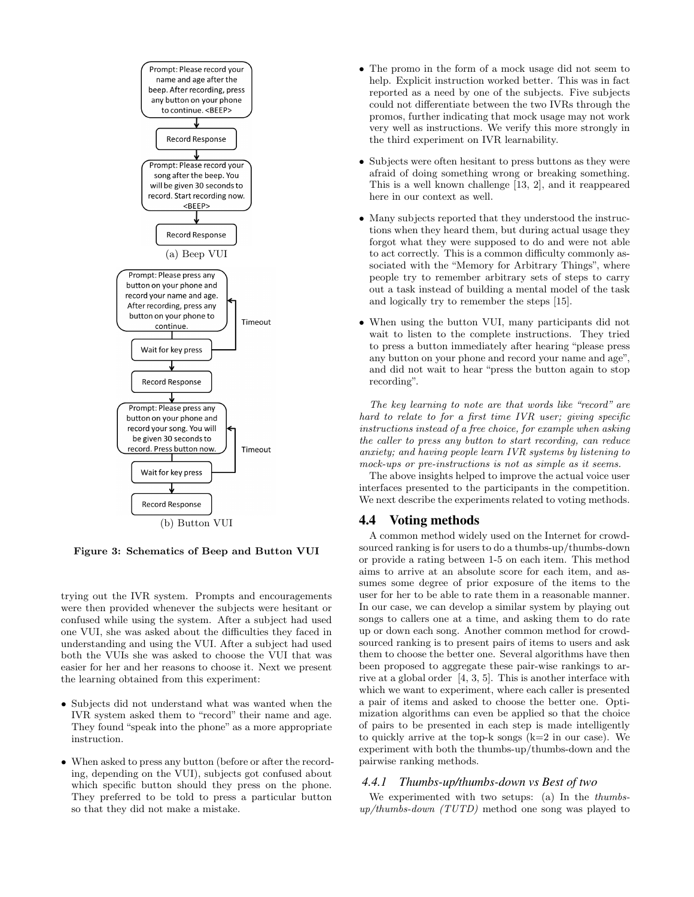Prompt: Please record your name and age after the beep. After recording, press any button on your phone to continue. <BEEP>

Record Response

Prompt: Please record your song after the beep. You will be given 30 seconds to record. Start recording now. <BEEP>

Record Response

(a) Beep VUI

Prompt: Please press any button on your phone and record your name and age. After recording, press any button on your phone to continue.

Timeout

Wait for key press

Record Response

Prompt: Please press any button on your phone and record your song. You will be given 30 seconds to record. Press button now.

Timeout

Wait for key press

Record Response

(b) Button VUI

**Figure 3: Schematics of Beep and Button VUI**

trying out the IVR system. Prompts and encouragements were then provided whenever the subjects were hesitant or confused while using the system. After a subject had used one VUI, she was asked about the difficulties they faced in understanding and using the VUI. After a subject had used both the VUIs she was asked to choose the VUI that was easier for her and her reasons to choose it. Next we present the learning obtained from this experiment:

- Subjects did not understand what was wanted when the IVR system asked them to "record" their name and age. They found "speak into the phone" as a more appropriate instruction.
- When asked to press any button (before or after the recording, depending on the VUI), subjects got confused about which specific button should they press on the phone. They preferred to be told to press a particular button so that they did not make a mistake.
- The promo in the form of a mock usage did not seem to help. Explicit instruction worked better. This was in fact reported as a need by one of the subjects. Five subjects could not differentiate between the two IVRs through the promos, further indicating that mock usage may not work very well as instructions. We verify this more strongly in the third experiment on IVR learnability.
- Subjects were often hesitant to press buttons as they were afraid of doing something wrong or breaking something. This is a well known challenge [13, 2], and it reappeared here in our context as well.
- Many subjects reported that they understood the instructions when they heard them, but during actual usage they forgot what they were supposed to do and were not able to act correctly. This is a common difficulty commonly associated with the "Memory for Arbitrary Things", where people try to remember arbitrary sets of steps to carry out a task instead of building a mental model of the task and logically try to remember the steps [15].
- When using the button VUI, many participants did not wait to listen to the complete instructions. They tried to press a button immediately after hearing "please press any button on your phone and record your name and age", and did not wait to hear "press the button again to stop recording".

*The key learning to note are that words like "record" are hard to relate to for a first time IVR user; giving specific instructions instead of a free choice, for example when asking the caller to press any button to start recording, can reduce anxiety; and having people learn IVR systems by listening to mock-ups or pre-instructions is not as simple as it seems.*

The above insights helped to improve the actual voice user interfaces presented to the participants in the competition. We next describe the experiments related to voting methods.

## 4.4 Voting methods

A common method widely used on the Internet for crowd-sourced ranking is for users to do a thumbs-up/thumbs-down or provide a rating between 1-5 on each item. This method aims to arrive at an absolute score for each item, and assumes some degree of prior exposure of the items to the user for her to be able to rate them in a reasonable manner. In our case, we can develop a similar system by playing out songs to callers one at a time, and asking them to do rate up or down each song. Another common method for crowd-sourced ranking is to present pairs of items to users and ask them to choose the better one. Several algorithms have then been proposed to aggregate these pair-wise rankings to arrive at a global order [4, 3, 5]. This is another interface with which we want to experiment, where each caller is presented a pair of items and asked to choose the better one. Optimization algorithms can even be applied so that the choice of pairs to be presented in each step is made intelligently to quickly arrive at the top-k songs (k=2 in our case). We experiment with both the thumbs-up/thumbs-down and the pairwise ranking methods.

### 4.4.1 Thumbs-up/thumbs-down vs Best of two

We experimented with two setups: (a) In the *thumbs-up/thumbs-down (TUTD)* method one song was played to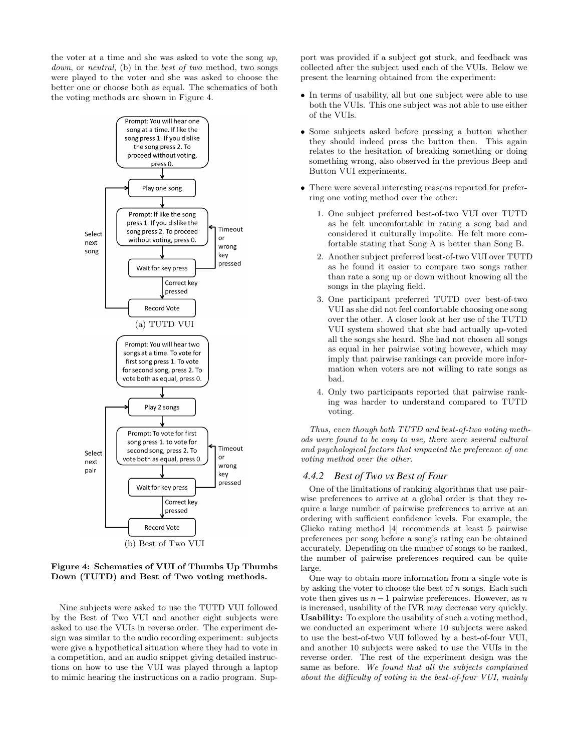the voter at a time and she was asked to vote the song *up*, *down*, or *neutral*, (b) in the *best of two* method, two songs were played to the voter and she was asked to choose the better one or choose both as equal. The schematics of both the voting methods are shown in Figure 4.

(a) TUTD VUI

(b) Best of Two VUI

**Figure 4: Schematics of VUI of Thumbs Up Thumbs Down (TUTD) and Best of Two voting methods.**

Nine subjects were asked to use the TUTD VUI followed by the Best of Two VUI and another eight subjects were asked to use the VUIs in reverse order. The experiment design was similar to the audio recording experiment: subjects were give a hypothetical situation where they had to vote in a competition, and an audio snippet giving detailed instructions on how to use the VUI was played through a laptop to mimic hearing the instructions on a radio program. Support was provided if a subject got stuck, and feedback was collected after the subject used each of the VUIs. Below we present the learning obtained from the experiment:

- In terms of usability, all but one subject were able to use both the VUIs. This one subject was not able to use either of the VUIs.
- Some subjects asked before pressing a button whether they should indeed press the button then. This again relates to the hesitation of breaking something or doing something wrong, also observed in the previous Beep and Button VUI experiments.
- There were several interesting reasons reported for preferring one voting method over the other:
  1. One subject preferred best-of-two VUI over TUTD as he felt uncomfortable in rating a song bad and considered it culturally impolite. He felt more comfortable stating that Song A is better than Song B.
  2. Another subject preferred best-of-two VUI over TUTD as he found it easier to compare two songs rather than rate a song up or down without knowing all the songs in the playing field.
  3. One participant preferred TUTD over best-of-two VUI as she did not feel comfortable choosing one song over the other. A closer look at her use of the TUTD VUI system showed that she had actually up-voted all the songs she heard. She had not chosen all songs as equal in her pairwise voting however, which may imply that pairwise rankings can provide more information when voters are not willing to rate songs as bad.
  4. Only two participants reported that pairwise ranking was harder to understand compared to TUTD voting.

*Thus, even though both TUTD and best-of-two voting methods were found to be easy to use, there were several cultural and psychological factors that impacted the preference of one voting method over the other.*

### 4.4.2 Best of Two vs Best of Four

One of the limitations of ranking algorithms that use pairwise preferences to arrive at a global order is that they require a large number of pairwise preferences to arrive at an ordering with sufficient confidence levels. For example, the Glicko rating method [4] recommends at least 5 pairwise preferences per song before a song's rating can be obtained accurately. Depending on the number of songs to be ranked, the number of pairwise preferences required can be quite large.

One way to obtain more information from a single vote is by asking the voter to choose the best of $n$ songs. Each such vote then gives us $n-1$ pairwise preferences. However, as $n$ is increased, usability of the IVR may decrease very quickly. **Usability:** To explore the usability of such a voting method, we conducted an experiment where 10 subjects were asked to use the best-of-two VUI followed by a best-of-four VUI, and another 10 subjects were asked to use the VUIs in the reverse order. The rest of the experiment design was the same as before. *We found that all the subjects complained about the difficulty of voting in the best-of-four VUI, mainly*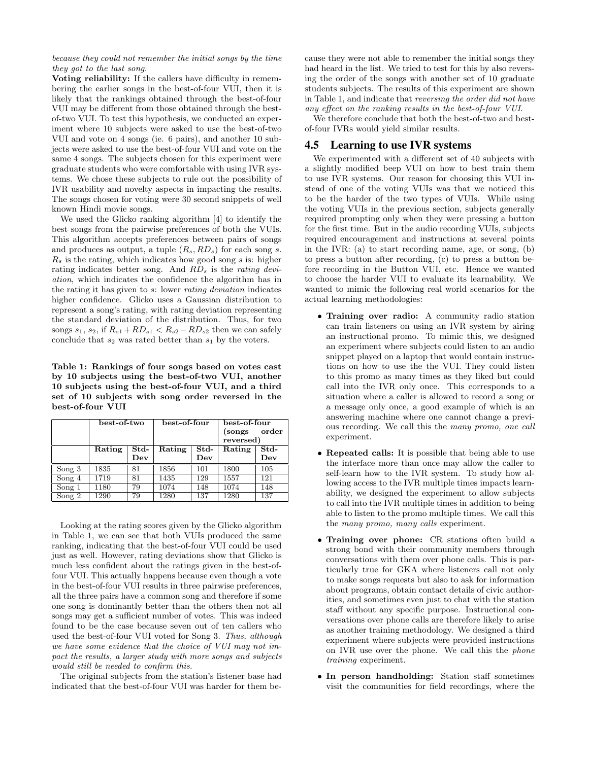*because they could not remember the initial songs by the time they got to the last song.*

**Voting reliability:** If the callers have difficulty in remembering the earlier songs in the best-of-four VUI, then it is likely that the rankings obtained through the best-of-four VUI may be different from those obtained through the best-of-two VUI. To test this hypothesis, we conducted an experiment where 10 subjects were asked to use the best-of-two VUI and vote on 4 songs (ie. 6 pairs), and another 10 subjects were asked to use the best-of-four VUI and vote on the same 4 songs. The subjects chosen for this experiment were graduate students who were comfortable with using IVR systems. We chose these subjects to rule out the possibility of IVR usability and novelty aspects in impacting the results. The songs chosen for voting were 30 second snippets of well known Hindi movie songs.

We used the Glicko ranking algorithm [4] to identify the best songs from the pairwise preferences of both the VUIs. This algorithm accepts preferences between pairs of songs and produces as output, a tuple $(R_s, RD_s)$ for each song $s$. $R_s$ is the rating, which indicates how good song $s$ is: higher rating indicates better song. And $RD_s$ is the *rating deviation*, which indicates the confidence the algorithm has in the rating it has given to $s$: lower *rating deviation* indicates higher confidence. Glicko uses a Gaussian distribution to represent a song's rating, with rating deviation representing the standard deviation of the distribution. Thus, for two songs $s_1$, $s_2$, if $R_{s1} + RD_{s1} < R_{s2} - RD_{s2}$ then we can safely conclude that $s_2$ was rated better than $s_1$ by the voters.

**Table 1: Rankings of four songs based on votes cast by 10 subjects using the best-of-two VUI, another 10 subjects using the best-of-four VUI, and a third set of 10 subjects with song order reversed in the best-of-four VUI**

| | best-of-two | | best-of-four | | best-of-four (songs order reversed) | |
|---|---|---|---|---|---|---|
| | Rating | Std-Dev | Rating | Std-Dev | Rating | Std-Dev |
| Song 3 | 1835 | 81 | 1856 | 101 | 1800 | 105 |
| Song 4 | 1719 | 81 | 1435 | 129 | 1557 | 121 |
| Song 1 | 1180 | 79 | 1074 | 148 | 1074 | 148 |
| Song 2 | 1290 | 79 | 1280 | 137 | 1280 | 137 |

Looking at the rating scores given by the Glicko algorithm in Table 1, we can see that both VUIs produced the same ranking, indicating that the best-of-four VUI could be used just as well. However, rating deviations show that Glicko is much less confident about the ratings given in the best-of-four VUI. This actually happens because even though a vote in the best-of-four VUI results in three pairwise preferences, all the three pairs have a common song and therefore if some one song is dominantly better than the others then not all songs may get a sufficient number of votes. This was indeed found to be the case because seven out of ten callers who used the best-of-four VUI voted for Song 3. *Thus, although we have some evidence that the choice of VUI may not impact the results, a larger study with more songs and subjects would still be needed to confirm this.*

The original subjects from the station's listener base had indicated that the best-of-four VUI was harder for them because they were not able to remember the initial songs they had heard in the list. We tried to test for this by also reversing the order of the songs with another set of 10 graduate students subjects. The results of this experiment are shown in Table 1, and indicate that *reversing the order did not have any effect on the ranking results in the best-of-four VUI*.

We therefore conclude that both the best-of-two and best-of-four IVRs would yield similar results.

## 4.5 Learning to use IVR systems

We experimented with a different set of 40 subjects with a slightly modified beep VUI on how to best train them to use IVR systems. Our reason for choosing this VUI instead of one of the voting VUIs was that we noticed this to be the harder of the two types of VUIs. While using the voting VUIs in the previous section, subjects generally required prompting only when they were pressing a button for the first time. But in the audio recording VUIs, subjects required encouragement and instructions at several points in the IVR: (a) to start recording name, age, or song, (b) to press a button after recording, (c) to press a button before recording in the Button VUI, etc. Hence we wanted to choose the harder VUI to evaluate its learnability. We wanted to mimic the following real world scenarios for the actual learning methodologies:

- **Training over radio:** A community radio station can train listeners on using an IVR system by airing an instructional promo. To mimic this, we designed an experiment where subjects could listen to an audio snippet played on a laptop that would contain instructions on how to use the the VUI. They could listen to this promo as many times as they liked but could call into the IVR only once. This corresponds to a situation where a caller is allowed to record a song or a message only once, a good example of which is an answering machine where one cannot change a previous recording. We call this the *many promo, one call* experiment.
- **Repeated calls:** It is possible that being able to use the interface more than once may allow the caller to self-learn how to the IVR system. To study how allowing access to the IVR multiple times impacts learnability, we designed the experiment to allow subjects to call into the IVR multiple times in addition to being able to listen to the promo multiple times. We call this the *many promo, many calls* experiment.
- **Training over phone:** CR stations often build a strong bond with their community members through conversations with them over phone calls. This is particularly true for GKA where listeners call not only to make songs requests but also to ask for information about programs, obtain contact details of civic authorities, and sometimes even just to chat with the station staff without any specific purpose. Instructional conversations over phone calls are therefore likely to arise as another training methodology. We designed a third experiment where subjects were provided instructions on IVR use over the phone. We call this the *phone training* experiment.
- **In person handholding:** Station staff sometimes visit the communities for field recordings, where the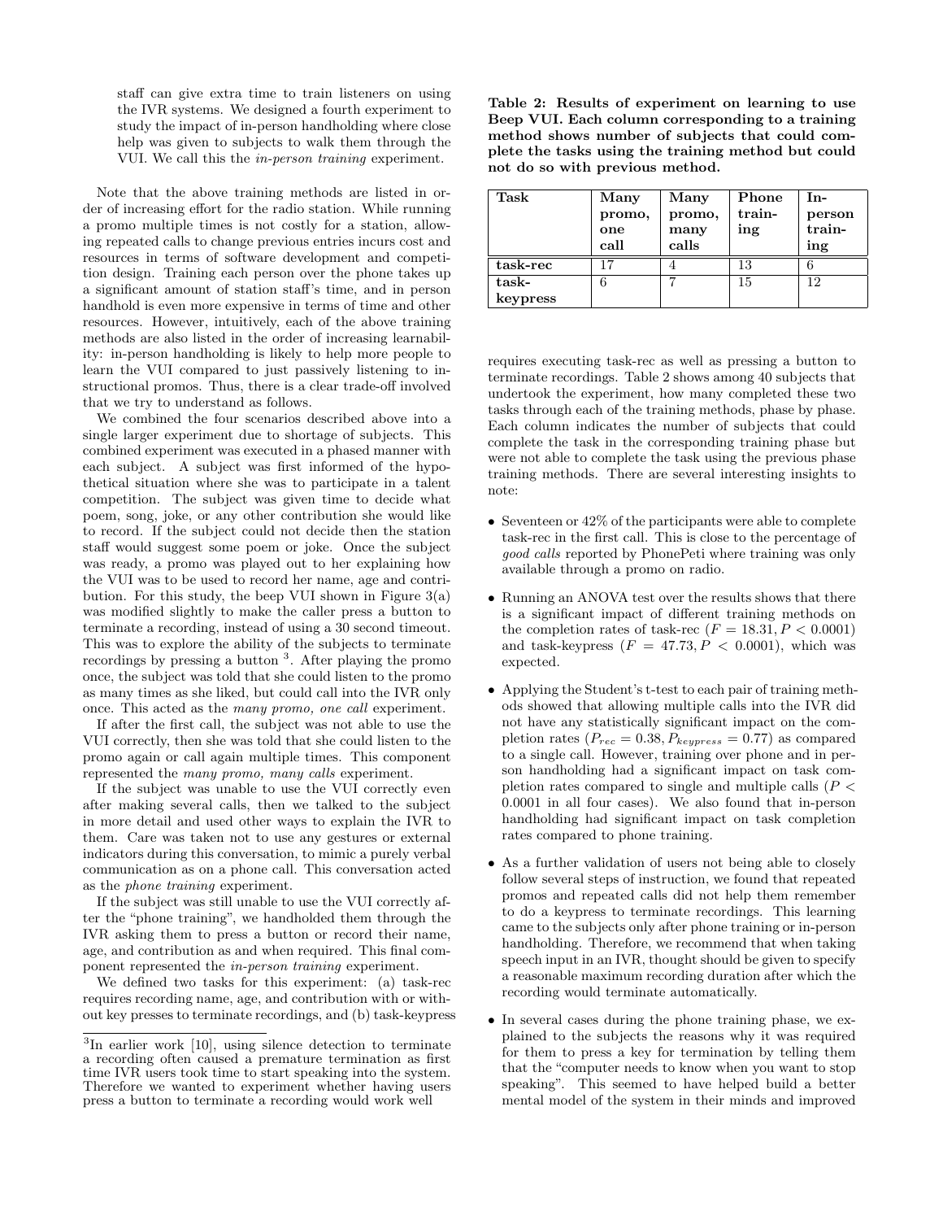staff can give extra time to train listeners on using the IVR systems. We designed a fourth experiment to study the impact of in-person handholding where close help was given to subjects to walk them through the VUI. We call this the *in-person training* experiment.

Note that the above training methods are listed in order of increasing effort for the radio station. While running a promo multiple times is not costly for a station, allowing repeated calls to change previous entries incurs cost and resources in terms of software development and competition design. Training each person over the phone takes up a significant amount of station staff's time, and in person handhold is even more expensive in terms of time and other resources. However, intuitively, each of the above training methods are also listed in the order of increasing learnability: in-person handholding is likely to help more people to learn the VUI compared to just passively listening to instructional promos. Thus, there is a clear trade-off involved that we try to understand as follows.

We combined the four scenarios described above into a single larger experiment due to shortage of subjects. This combined experiment was executed in a phased manner with each subject. A subject was first informed of the hypothetical situation where she was to participate in a talent competition. The subject was given time to decide what poem, song, joke, or any other contribution she would like to record. If the subject could not decide then the station staff would suggest some poem or joke. Once the subject was ready, a promo was played out to her explaining how the VUI was to be used to record her name, age and contribution. For this study, the beep VUI shown in Figure 3(a) was modified slightly to make the caller press a button to terminate a recording, instead of using a 30 second timeout. This was to explore the ability of the subjects to terminate recordings by pressing a button [3]. After playing the promo once, the subject was told that she could listen to the promo as many times as she liked, but could call into the IVR only once. This acted as the *many promo, one call* experiment.

If after the first call, the subject was not able to use the VUI correctly, then she was told that she could listen to the promo again or call again multiple times. This component represented the *many promo, many calls* experiment.

If the subject was unable to use the VUI correctly even after making several calls, then we talked to the subject in more detail and used other ways to explain the IVR to them. Care was taken not to use any gestures or external indicators during this conversation, to mimic a purely verbal communication as on a phone call. This conversation acted as the *phone training* experiment.

If the subject was still unable to use the VUI correctly after the "phone training", we handholded them through the IVR asking them to press a button or record their name, age, and contribution as and when required. This final component represented the *in-person training* experiment.

We defined two tasks for this experiment: (a) task-rec requires recording name, age, and contribution with or without key presses to terminate recordings, and (b) task-keypress requires executing task-rec as well as pressing a button to terminate recordings. Table 2 shows among 40 subjects that undertook the experiment, how many completed these two tasks through each of the training methods, phase by phase. Each column indicates the number of subjects that could complete the task in the corresponding training phase but were not able to complete the task using the previous phase training methods. There are several interesting insights to note:

[3] In earlier work [10], using silence detection to terminate a recording often caused a premature termination as first time IVR users took time to start speaking into the system. Therefore we wanted to experiment whether having users press a button to terminate a recording would work well

**Table 2: Results of experiment on learning to use Beep VUI. Each column corresponding to a training method shows number of subjects that could complete the tasks using the training method but could not do so with previous method.**

| Task | Many promo, one call | Many promo, many calls | Phone training | In-person training |
|---|---|---|---|---|
| task-rec | 17 | 4 | 13 | 6 |
| task-keypress | 6 | 7 | 15 | 12 |

- Seventeen or 42% of the participants were able to complete task-rec in the first call. This is close to the percentage of *good calls* reported by PhonePeti where training was only available through a promo on radio.
- Running an ANOVA test over the results shows that there is a significant impact of different training methods on the completion rates of task-rec ($F = 18.31, P < 0.0001$) and task-keypress ($F = 47.73, P < 0.0001$), which was expected.
- Applying the Student's t-test to each pair of training methods showed that allowing multiple calls into the IVR did not have any statistically significant impact on the completion rates ($P_{rec} = 0.38, P_{keypress} = 0.77$) as compared to a single call. However, training over phone and in person handholding had a significant impact on task completion rates compared to single and multiple calls ($P < 0.0001$ in all four cases). We also found that in-person handholding had significant impact on task completion rates compared to phone training.
- As a further validation of users not being able to closely follow several steps of instruction, we found that repeated promos and repeated calls did not help them remember to do a keypress to terminate recordings. This learning came to the subjects only after phone training or in-person handholding. Therefore, we recommend that when taking speech input in an IVR, thought should be given to specify a reasonable maximum recording duration after which the recording would terminate automatically.
- In several cases during the phone training phase, we explained to the subjects the reasons why it was required for them to press a key for termination by telling them that the "computer needs to know when you want to stop speaking". This seemed to have helped build a better mental model of the system in their minds and improved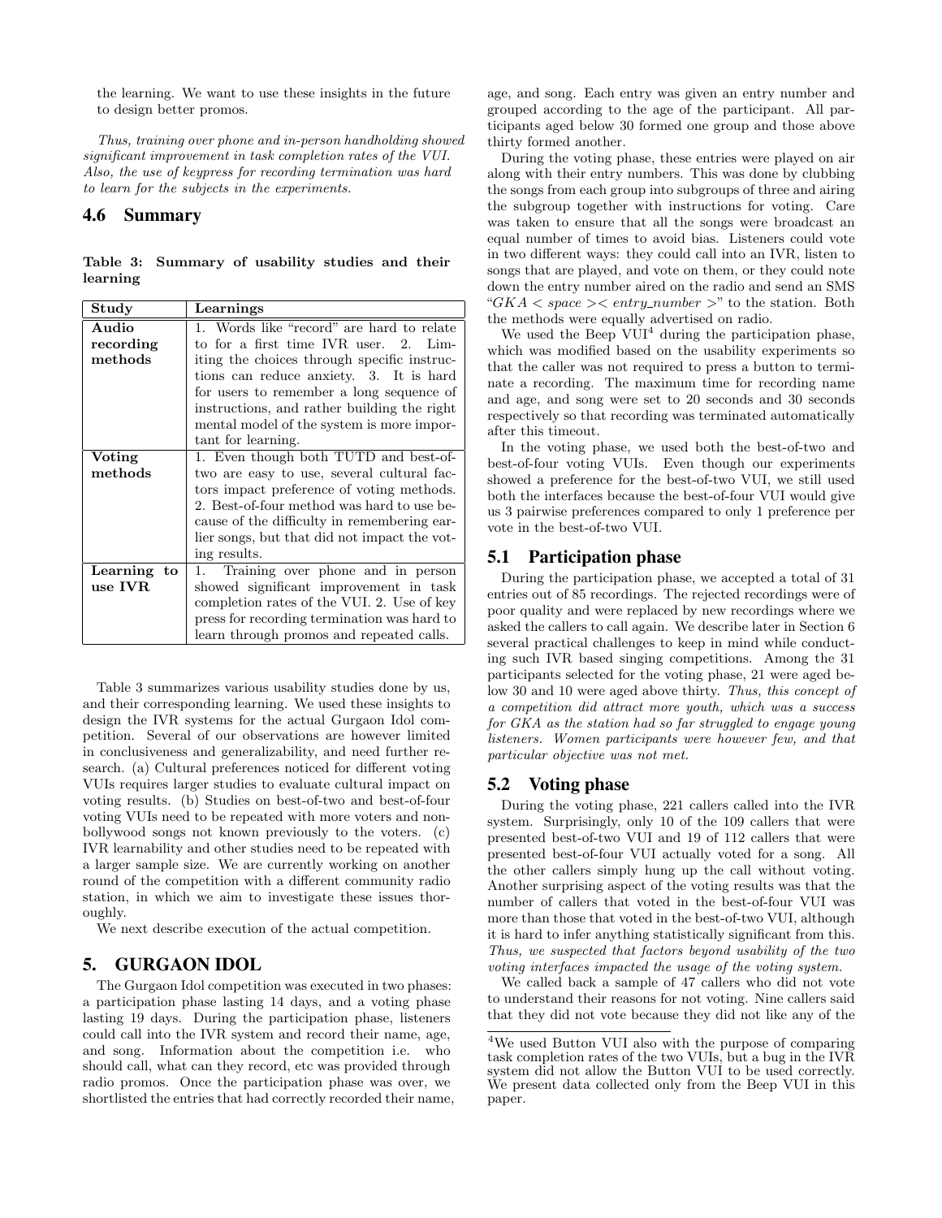the learning. We want to use these insights in the future to design better promos.

*Thus, training over phone and in-person handholding showed significant improvement in task completion rates of the VUI. Also, the use of keypress for recording termination was hard to learn for the subjects in the experiments.*

## 4.6 Summary

**Table 3: Summary of usability studies and their learning**

| Study | Learnings |
|---|---|
| **Audio recording methods** | 1. Words like "record" are hard to relate to for a first time IVR user. 2. Limiting the choices through specific instructions can reduce anxiety. 3. It is hard for users to remember a long sequence of instructions, and rather building the right mental model of the system is more important for learning. |
| **Voting methods** | 1. Even though both TUTD and best-of-two are easy to use, several cultural factors impact preference of voting methods. 2. Best-of-four method was hard to use because of the difficulty in remembering earlier songs, but that did not impact the voting results. |
| **Learning to use IVR** | 1. Training over phone and in person showed significant improvement in task completion rates of the VUI. 2. Use of key press for recording termination was hard to learn through promos and repeated calls. |

Table 3 summarizes various usability studies done by us, and their corresponding learning. We used these insights to design the IVR systems for the actual Gurgaon Idol competition. Several of our observations are however limited in conclusiveness and generalizability, and need further research. (a) Cultural preferences noticed for different voting VUIs requires larger studies to evaluate cultural impact on voting results. (b) Studies on best-of-two and best-of-four voting VUIs need to be repeated with more voters and non-bollywood songs not known previously to the voters. (c) IVR learnability and other studies need to be repeated with a larger sample size. We are currently working on another round of the competition with a different community radio station, in which we aim to investigate these issues thoroughly.

We next describe execution of the actual competition.

# 5. GURGAON IDOL

The Gurgaon Idol competition was executed in two phases: a participation phase lasting 14 days, and a voting phase lasting 19 days. During the participation phase, listeners could call into the IVR system and record their name, age, and song. Information about the competition i.e. who should call, what can they record, etc was provided through radio promos. Once the participation phase was over, we shortlisted the entries that had correctly recorded their name, age, and song. Each entry was given an entry number and grouped according to the age of the participant. All participants aged below 30 formed one group and those above thirty formed another.

During the voting phase, these entries were played on air along with their entry numbers. This was done by clubbing the songs from each group into subgroups of three and airing the subgroup together with instructions for voting. Care was taken to ensure that all the songs were broadcast an equal number of times to avoid bias. Listeners could vote in two different ways: they could call into an IVR, listen to songs that are played, and vote on them, or they could note down the entry number aired on the radio and send an SMS "$GKA < space >< entry\_number >$" to the station. Both the methods were equally advertised on radio.

We used the Beep VUI[4] during the participation phase, which was modified based on the usability experiments so that the caller was not required to press a button to terminate a recording. The maximum time for recording name and age, and song were set to 20 seconds and 30 seconds respectively so that recording was terminated automatically after this timeout.

In the voting phase, we used both the best-of-two and best-of-four voting VUIs. Even though our experiments showed a preference for the best-of-two VUI, we still used both the interfaces because the best-of-four VUI would give us 3 pairwise preferences compared to only 1 preference per vote in the best-of-two VUI.

## 5.1 Participation phase

During the participation phase, we accepted a total of 31 entries out of 85 recordings. The rejected recordings were of poor quality and were replaced by new recordings where we asked the callers to call again. We describe later in Section 6 several practical challenges to keep in mind while conducting such IVR based singing competitions. Among the 31 participants selected for the voting phase, 21 were aged below 30 and 10 were aged above thirty. *Thus, this concept of a competition did attract more youth, which was a success for GKA as the station had so far struggled to engage young listeners. Women participants were however few, and that particular objective was not met.*

## 5.2 Voting phase

During the voting phase, 221 callers called into the IVR system. Surprisingly, only 10 of the 109 callers that were presented best-of-two VUI and 19 of 112 callers that were presented best-of-four VUI actually voted for a song. All the other callers simply hung up the call without voting. Another surprising aspect of the voting results was that the number of callers that voted in the best-of-four VUI was more than those that voted in the best-of-two VUI, although it is hard to infer anything statistically significant from this. *Thus, we suspected that factors beyond usability of the two voting interfaces impacted the usage of the voting system.*

We called back a sample of 47 callers who did not vote to understand their reasons for not voting. Nine callers said that they did not vote because they did not like any of the

[4]We used Button VUI also with the purpose of comparing task completion rates of the two VUIs, but a bug in the IVR system did not allow the Button VUI to be used correctly. We present data collected only from the Beep VUI in this paper.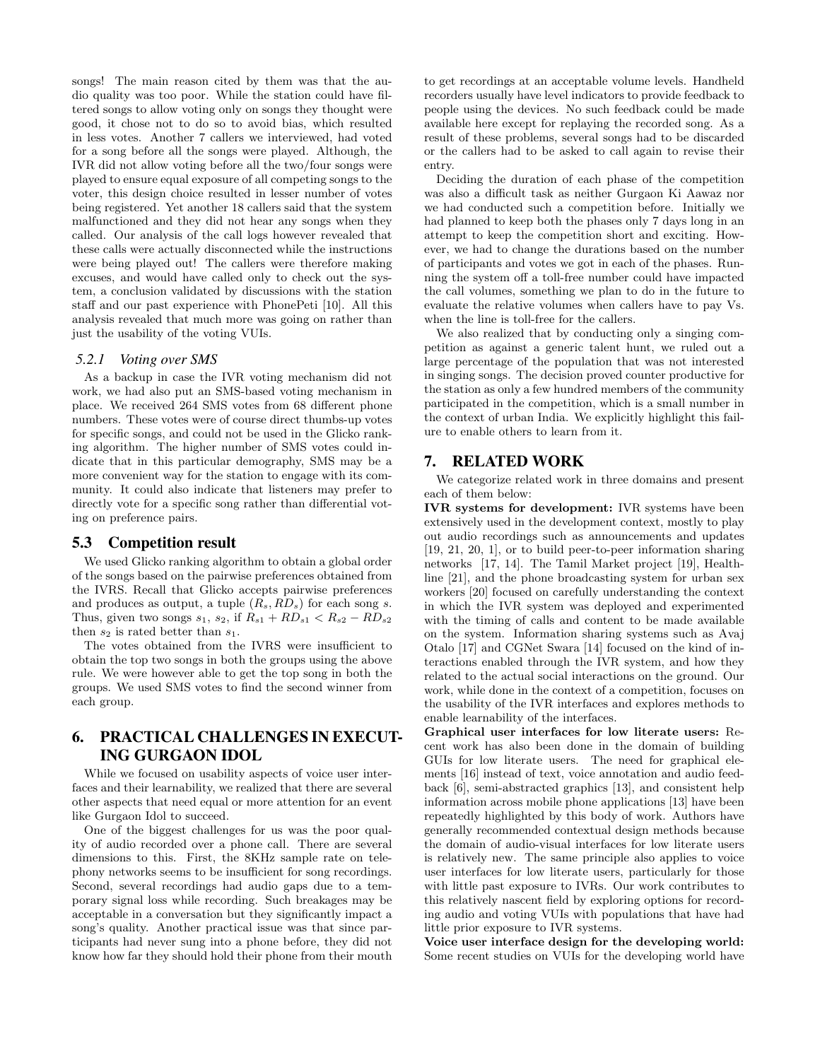songs! The main reason cited by them was that the audio quality was too poor. While the station could have filtered songs to allow voting only on songs they thought were good, it chose not to do so to avoid bias, which resulted in less votes. Another 7 callers we interviewed, had voted for a song before all the songs were played. Although, the IVR did not allow voting before all the two/four songs were played to ensure equal exposure of all competing songs to the voter, this design choice resulted in lesser number of votes being registered. Yet another 18 callers said that the system malfunctioned and they did not hear any songs when they called. Our analysis of the call logs however revealed that these calls were actually disconnected while the instructions were being played out! The callers were therefore making excuses, and would have called only to check out the system, a conclusion validated by discussions with the station staff and our past experience with PhonePeti [10]. All this analysis revealed that much more was going on rather than just the usability of the voting VUIs.

### 5.2.1 *Voting over SMS*

As a backup in case the IVR voting mechanism did not work, we had also put an SMS-based voting mechanism in place. We received 264 SMS votes from 68 different phone numbers. These votes were of course direct thumbs-up votes for specific songs, and could not be used in the Glicko ranking algorithm. The higher number of SMS votes could indicate that in this particular demography, SMS may be a more convenient way for the station to engage with its community. It could also indicate that listeners may prefer to directly vote for a specific song rather than differential voting on preference pairs.

## 5.3 Competition result

We used Glicko ranking algorithm to obtain a global order of the songs based on the pairwise preferences obtained from the IVRS. Recall that Glicko accepts pairwise preferences and produces as output, a tuple $(R_s, RD_s)$ for each song $s$. Thus, given two songs $s_1$, $s_2$, if $R_{s1} + RD_{s1} < R_{s2} - RD_{s2}$ then $s_2$ is rated better than $s_1$.

The votes obtained from the IVRS were insufficient to obtain the top two songs in both the groups using the above rule. We were however able to get the top song in both the groups. We used SMS votes to find the second winner from each group.

# 6. PRACTICAL CHALLENGES IN EXECUTING GURGAON IDOL

While we focused on usability aspects of voice user interfaces and their learnability, we realized that there are several other aspects that need equal or more attention for an event like Gurgaon Idol to succeed.

One of the biggest challenges for us was the poor quality of audio recorded over a phone call. There are several dimensions to this. First, the 8KHz sample rate on telephony networks seems to be insufficient for song recordings. Second, several recordings had audio gaps due to a temporary signal loss while recording. Such breakages may be acceptable in a conversation but they significantly impact a song's quality. Another practical issue was that since participants had never sung into a phone before, they did not know how far they should hold their phone from their mouth to get recordings at an acceptable volume levels. Handheld recorders usually have level indicators to provide feedback to people using the devices. No such feedback could be made available here except for replaying the recorded song. As a result of these problems, several songs had to be discarded or the callers had to be asked to call again to revise their entry.

Deciding the duration of each phase of the competition was also a difficult task as neither Gurgaon Ki Aawaz nor we had conducted such a competition before. Initially we had planned to keep both the phases only 7 days long in an attempt to keep the competition short and exciting. However, we had to change the durations based on the number of participants and votes we got in each of the phases. Running the system off a toll-free number could have impacted the call volumes, something we plan to do in the future to evaluate the relative volumes when callers have to pay Vs. when the line is toll-free for the callers.

We also realized that by conducting only a singing competition as against a generic talent hunt, we ruled out a large percentage of the population that was not interested in singing songs. The decision proved counter productive for the station as only a few hundred members of the community participated in the competition, which is a small number in the context of urban India. We explicitly highlight this failure to enable others to learn from it.

# 7. RELATED WORK

We categorize related work in three domains and present each of them below:

**IVR systems for development:** IVR systems have been extensively used in the development context, mostly to play out audio recordings such as announcements and updates [19, 21, 20, 1], or to build peer-to-peer information sharing networks [17, 14]. The Tamil Market project [19], Healthline [21], and the phone broadcasting system for urban sex workers [20] focused on carefully understanding the context in which the IVR system was deployed and experimented with the timing of calls and content to be made available on the system. Information sharing systems such as Avaj Otalo [17] and CGNet Swara [14] focused on the kind of interactions enabled through the IVR system, and how they related to the actual social interactions on the ground. Our work, while done in the context of a competition, focuses on the usability of the IVR interfaces and explores methods to enable learnability of the interfaces.

**Graphical user interfaces for low literate users:** Recent work has also been done in the domain of building GUIs for low literate users. The need for graphical elements [16] instead of text, voice annotation and audio feedback [6], semi-abstracted graphics [13], and consistent help information across mobile phone applications [13] have been repeatedly highlighted by this body of work. Authors have generally recommended contextual design methods because the domain of audio-visual interfaces for low literate users is relatively new. The same principle also applies to voice user interfaces for low literate users, particularly for those with little past exposure to IVRs. Our work contributes to this relatively nascent field by exploring options for recording audio and voting VUIs with populations that have had little prior exposure to IVR systems.

**Voice user interface design for the developing world:** Some recent studies on VUIs for the developing world have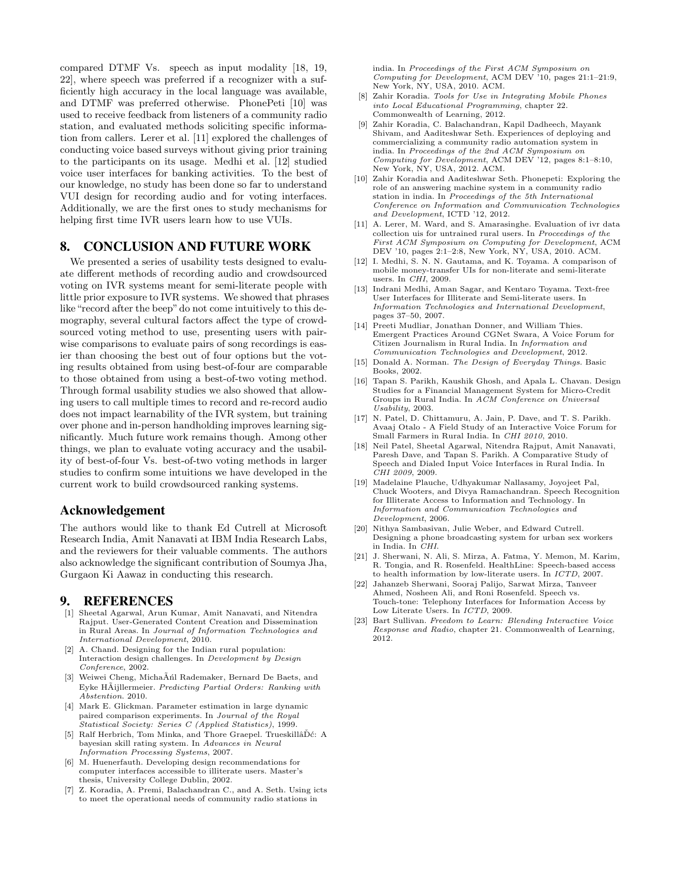compared DTMF Vs. speech as input modality [18, 19, 22], where speech was preferred if a recognizer with a sufficiently high accuracy in the local language was available, and DTMF was preferred otherwise. PhonePeti [10] was used to receive feedback from listeners of a community radio station, and evaluated methods soliciting specific information from callers. Lerer et al. [11] explored the challenges of conducting voice based surveys without giving prior training to the participants on its usage. Medhi et al. [12] studied voice user interfaces for banking activities. To the best of our knowledge, no study has been done so far to understand VUI design for recording audio and for voting interfaces. Additionally, we are the first ones to study mechanisms for helping first time IVR users learn how to use VUIs.

## 8. CONCLUSION AND FUTURE WORK

We presented a series of usability tests designed to evaluate different methods of recording audio and crowdsourced voting on IVR systems meant for semi-literate people with little prior exposure to IVR systems. We showed that phrases like "record after the beep" do not come intuitively to this demography, several cultural factors affect the type of crowdsourced voting method to use, presenting users with pairwise comparisons to evaluate pairs of song recordings is easier than choosing the best out of four options but the voting results obtained from using best-of-four are comparable to those obtained from using a best-of-two voting method. Through formal usability studies we also showed that allowing users to call multiple times to record and re-record audio does not impact learnability of the IVR system, but training over phone and in-person handholding improves learning significantly. Much future work remains though. Among other things, we plan to evaluate voting accuracy and the usability of best-of-four Vs. best-of-two voting methods in larger studies to confirm some intuitions we have developed in the current work to build crowdsourced ranking systems.

## Acknowledgement

The authors would like to thank Ed Cutrell at Microsoft Research India, Amit Nanavati at IBM India Research Labs, and the reviewers for their valuable comments. The authors also acknowledge the significant contribution of Soumya Jha, Gurgaon Ki Aawaz in conducting this research.

## 9. REFERENCES

[1] Sheetal Agarwal, Arun Kumar, Amit Nanavati, and Nitendra Rajput. User-Generated Content Creation and Dissemination in Rural Areas. In *Journal of Information Technologies and International Development*, 2010.

[2] A. Chand. Designing for the Indian rural population: Interaction design challenges. In *Development by Design Conference*, 2002.

[3] Weiwei Cheng, MichaÃńl Rademaker, Bernard De Baets, and Eyke HÃijllermeier. *Predicting Partial Orders: Ranking with Abstention*. 2010.

[4] Mark E. Glickman. Parameter estimation in large dynamic paired comparison experiments. In *Journal of the Royal Statistical Society: Series C (Applied Statistics)*, 1999.

[5] Ralf Herbrich, Tom Minka, and Thore Graepel. TrueskillâĎć: A bayesian skill rating system. In *Advances in Neural Information Processing Systems*, 2007.

[6] M. Huenerfauth. Developing design recommendations for computer interfaces accessible to illiterate users. Master's thesis, University College Dublin, 2002.

[7] Z. Koradia, A. Premi, Balachandran C., and A. Seth. Using icts to meet the operational needs of community radio stations in india. In *Proceedings of the First ACM Symposium on Computing for Development*, ACM DEV '10, pages 21:1–21:9, New York, NY, USA, 2010. ACM.

[8] Zahir Koradia. *Tools for Use in Integrating Mobile Phones into Local Educational Programming*, chapter 22. Commonwealth of Learning, 2012.

[9] Zahir Koradia, C. Balachandran, Kapil Dadheech, Mayank Shivam, and Aaditeshwar Seth. Experiences of deploying and commercializing a community radio automation system in india. In *Proceedings of the 2nd ACM Symposium on Computing for Development*, ACM DEV '12, pages 8:1–8:10, New York, NY, USA, 2012. ACM.

[10] Zahir Koradia and Aaditeshwar Seth. Phonepeti: Exploring the role of an answering machine system in a community radio station in india. In *Proceedings of the 5th International Conference on Information and Communication Technologies and Development*, ICTD '12, 2012.

[11] A. Lerer, M. Ward, and S. Amarasinghe. Evaluation of ivr data collection uis for untrained rural users. In *Proceedings of the First ACM Symposium on Computing for Development*, ACM DEV '10, pages 2:1–2:8, New York, NY, USA, 2010. ACM.

[12] I. Medhi, S. N. N. Gautama, and K. Toyama. A comparison of mobile money-transfer UIs for non-literate and semi-literate users. In *CHI*, 2009.

[13] Indrani Medhi, Aman Sagar, and Kentaro Toyama. Text-free User Interfaces for Illiterate and Semi-literate users. In *Information Technologies and International Development*, pages 37–50, 2007.

[14] Preeti Mudliar, Jonathan Donner, and William Thies. Emergent Practices Around CGNet Swara, A Voice Forum for Citizen Journalism in Rural India. In *Information and Communication Technologies and Development*, 2012.

[15] Donald A. Norman. *The Design of Everyday Things*. Basic Books, 2002.

[16] Tapan S. Parikh, Kaushik Ghosh, and Apala L. Chavan. Design Studies for a Financial Management System for Micro-Credit Groups in Rural India. In *ACM Conference on Universal Usability*, 2003.

[17] N. Patel, D. Chittamuru, A. Jain, P. Dave, and T. S. Parikh. Avaaj Otalo - A Field Study of an Interactive Voice Forum for Small Farmers in Rural India. In *CHI 2010*, 2010.

[18] Neil Patel, Sheetal Agarwal, Nitendra Rajput, Amit Nanavati, Paresh Dave, and Tapan S. Parikh. A Comparative Study of Speech and Dialed Input Voice Interfaces in Rural India. In *CHI 2009*, 2009.

[19] Madelaine Plauche, Udhyakumar Nallasamy, Joyojeet Pal, Chuck Wooters, and Divya Ramachandran. Speech Recognition for Illiterate Access to Information and Technology. In *Information and Communication Technologies and Development*, 2006.

[20] Nithya Sambasivan, Julie Weber, and Edward Cutrell. Designing a phone broadcasting system for urban sex workers in India. In *CHI*.

[21] J. Sherwani, N. Ali, S. Mirza, A. Fatma, Y. Memon, M. Karim, R. Tongia, and R. Rosenfeld. HealthLine: Speech-based access to health information by low-literate users. In *ICTD*, 2007.

[22] Jahanzeb Sherwani, Sooraj Palijo, Sarwat Mirza, Tanveer Ahmed, Nosheen Ali, and Roni Rosenfeld. Speech vs. Touch-tone: Telephony Interfaces for Information Access by Low Literate Users. In *ICTD*, 2009.

[23] Bart Sullivan. *Freedom to Learn: Blending Interactive Voice Response and Radio*, chapter 21. Commonwealth of Learning, 2012.